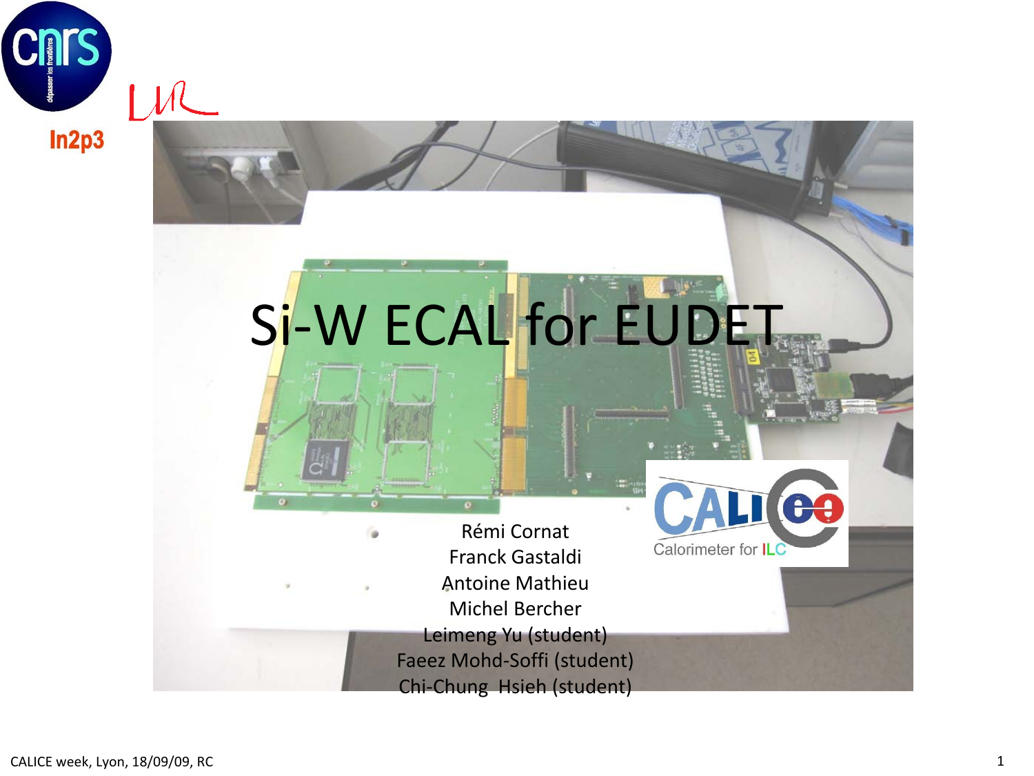# Si-W ECAL for EUDET

Rémi Cornat
Franck Gastaldi
Antoine Mathieu
Michel Bercher
Leimeng Yu (student)
Faeez Mohd-Soffi (student)
Chi-Chung Hsieh (student)

CALICE week, Lyon, 18/09/09, RC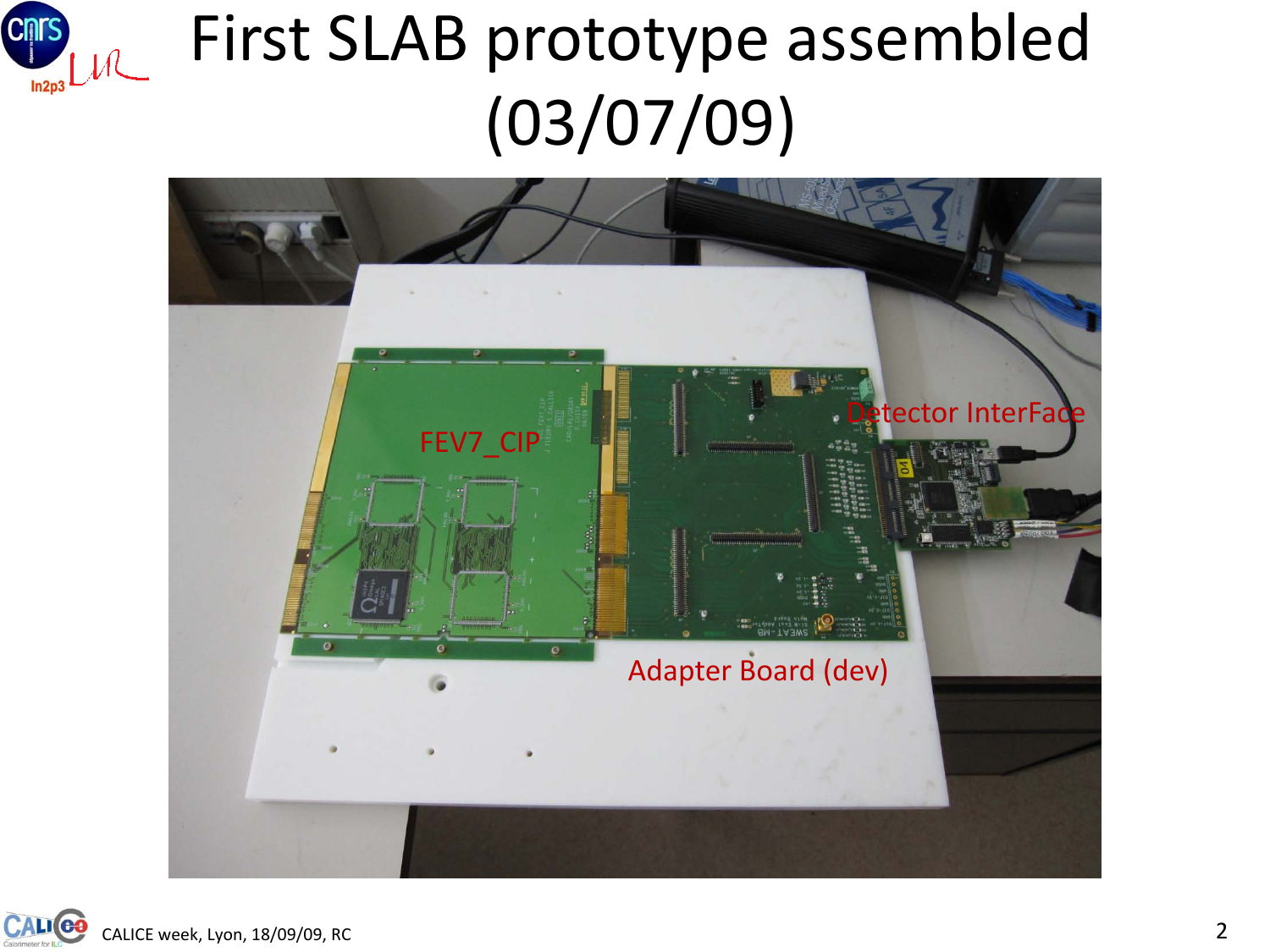# First SLAB prototype assembled (03/07/09)

FEV7_CIP

Detector InterFace

Adapter Board (dev)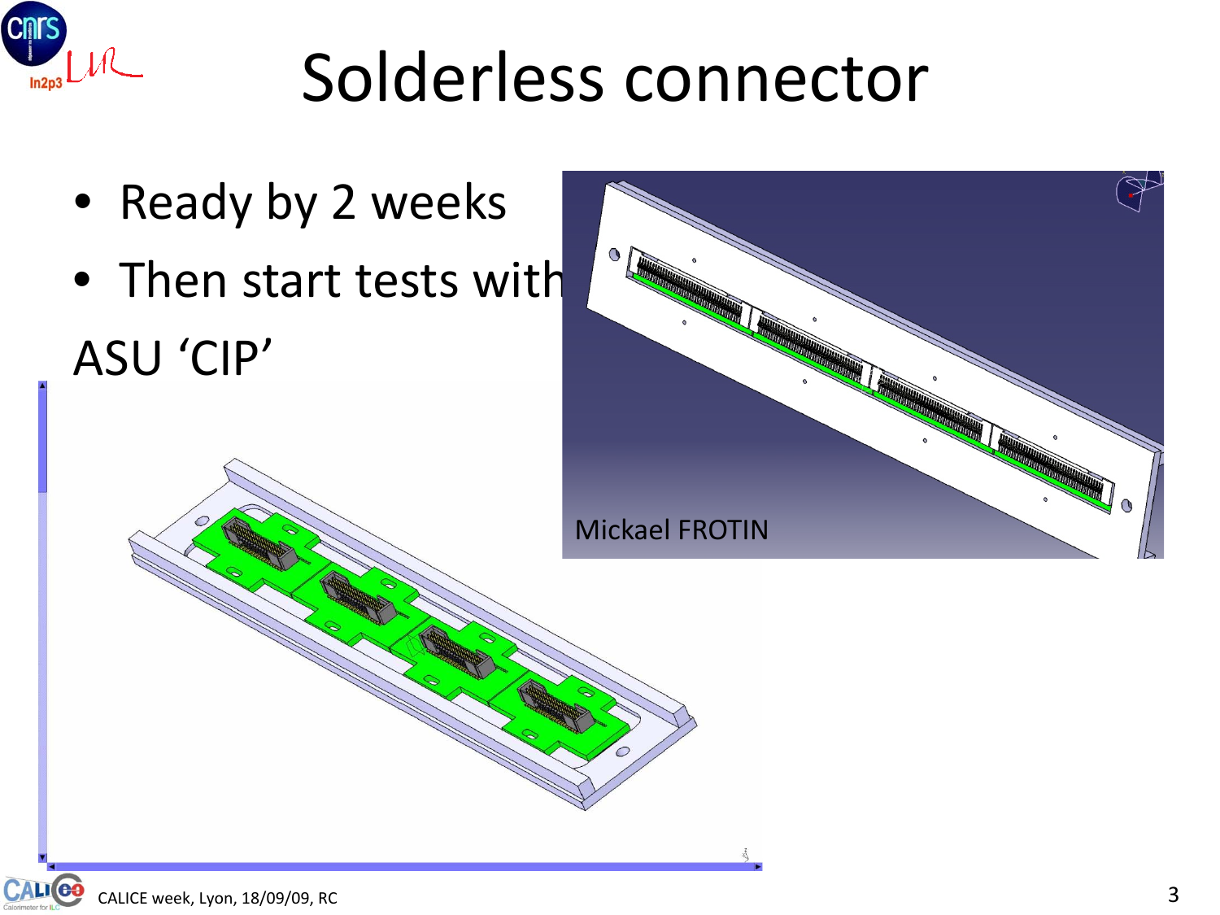# Solderless connector

- Ready by 2 weeks
- Then start tests with ASU 'CIP'

Mickael FROTIN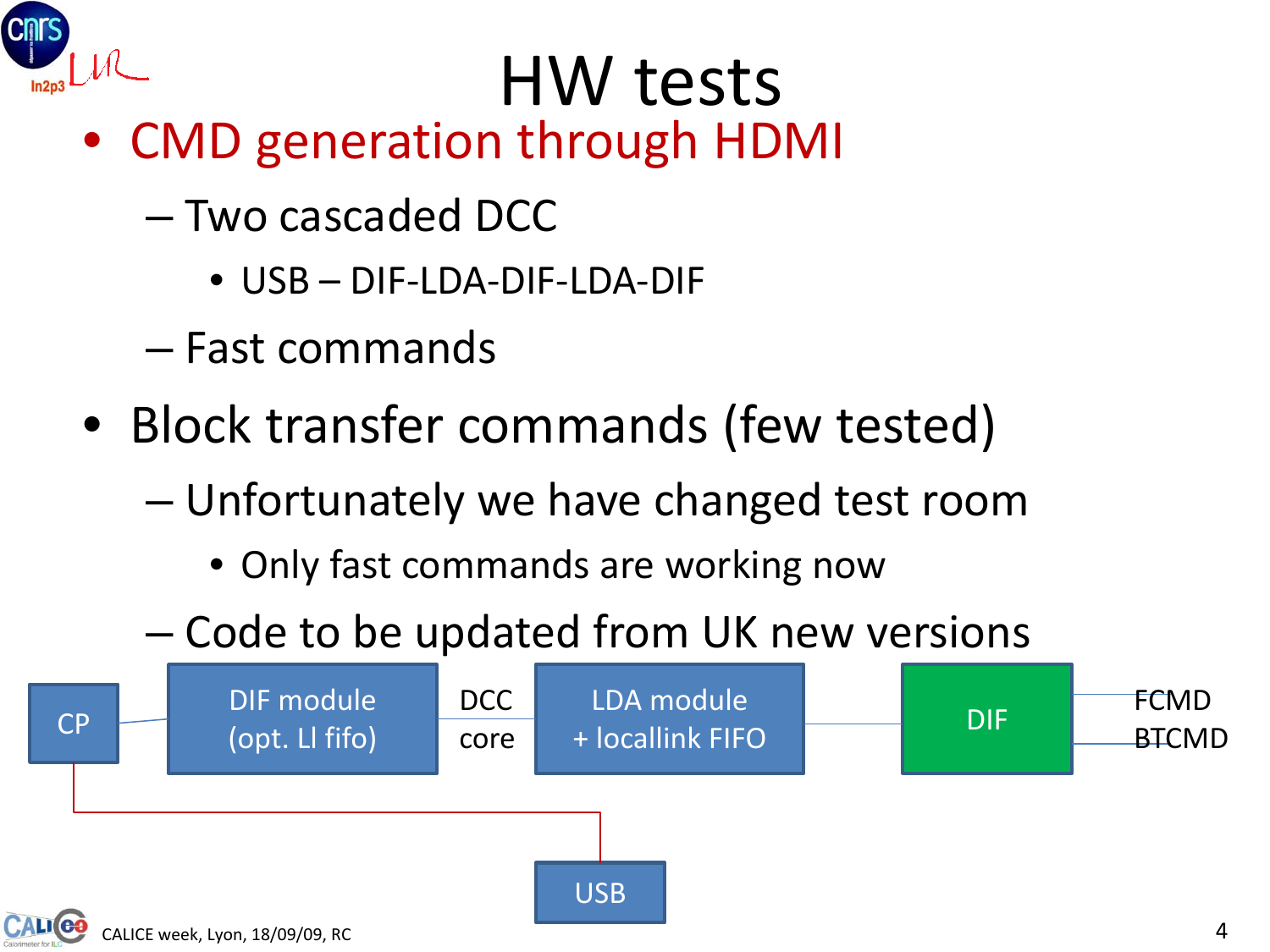# HW tests

- CMD generation through HDMI
  - Two cascaded DCC
    - USB – DIF-LDA-DIF-LDA-DIF
  - Fast commands
- Block transfer commands (few tested)
  - Unfortunately we have changed test room
    - Only fast commands are working now
  - Code to be updated from UK new versions

CP

DIF module (opt. Ll fifo)

DCC core

LDA module + locallink FIFO

DIF

FCMD

BTCMD

USB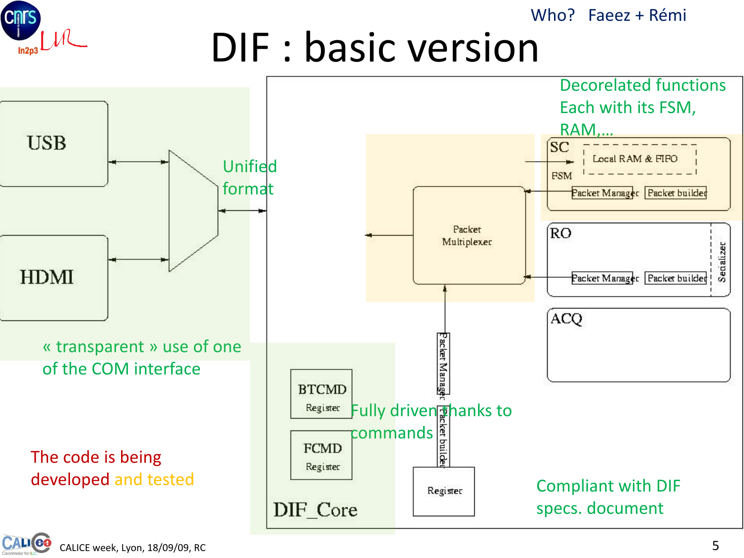Who? Faeez + Rémi

# DIF : basic version

Decorelated functions
Each with its FSM, RAM,…

Unified format

« transparent » use of one of the COM interface

Fully driven thanks to commands

Compliant with DIF specs. document

The code is being developed and tested

USB

HDMI

SC

Local RAM & FIFO

FSM

Packet Manager

Packet builder

Packet Multiplexer

RO

Packet Manager

Packet builder

Serializer

ACQ

BTCMD Register

FCMD Register

Packet Manager

Packet builder

Register

DIF_Core

CALICE week, Lyon, 18/09/09, RC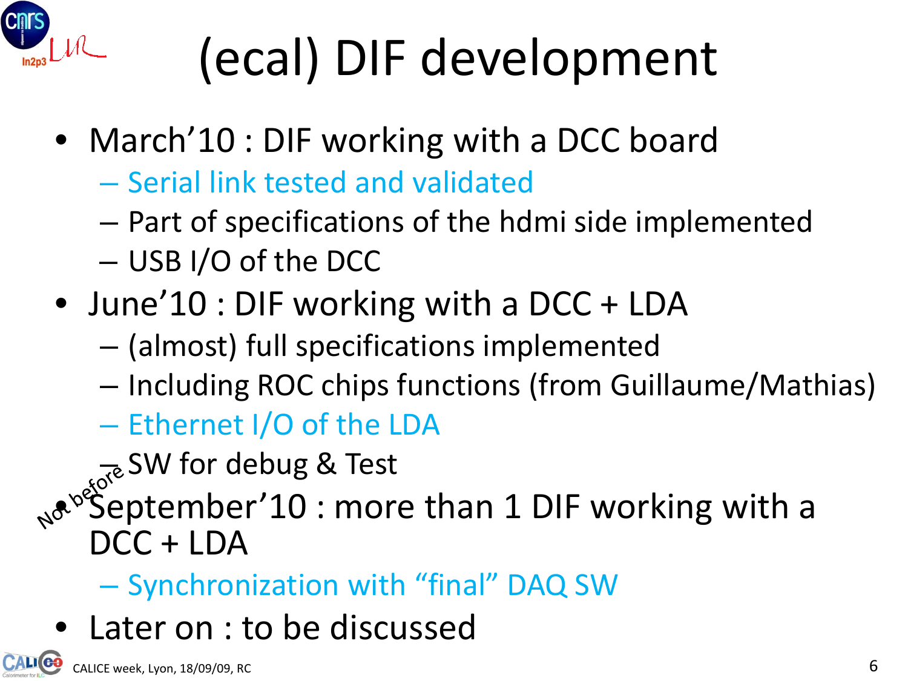# (ecal) DIF development

- March'10 : DIF working with a DCC board
  - Serial link tested and validated
  - Part of specifications of the hdmi side implemented
  - USB I/O of the DCC
- June'10 : DIF working with a DCC + LDA
  - (almost) full specifications implemented
  - Including ROC chips functions (from Guillaume/Mathias)
  - Ethernet I/O of the LDA
  - SW for debug & Test
- Not before September'10 : more than 1 DIF working with a DCC + LDA
  - Synchronization with "final" DAQ SW
- Later on : to be discussed